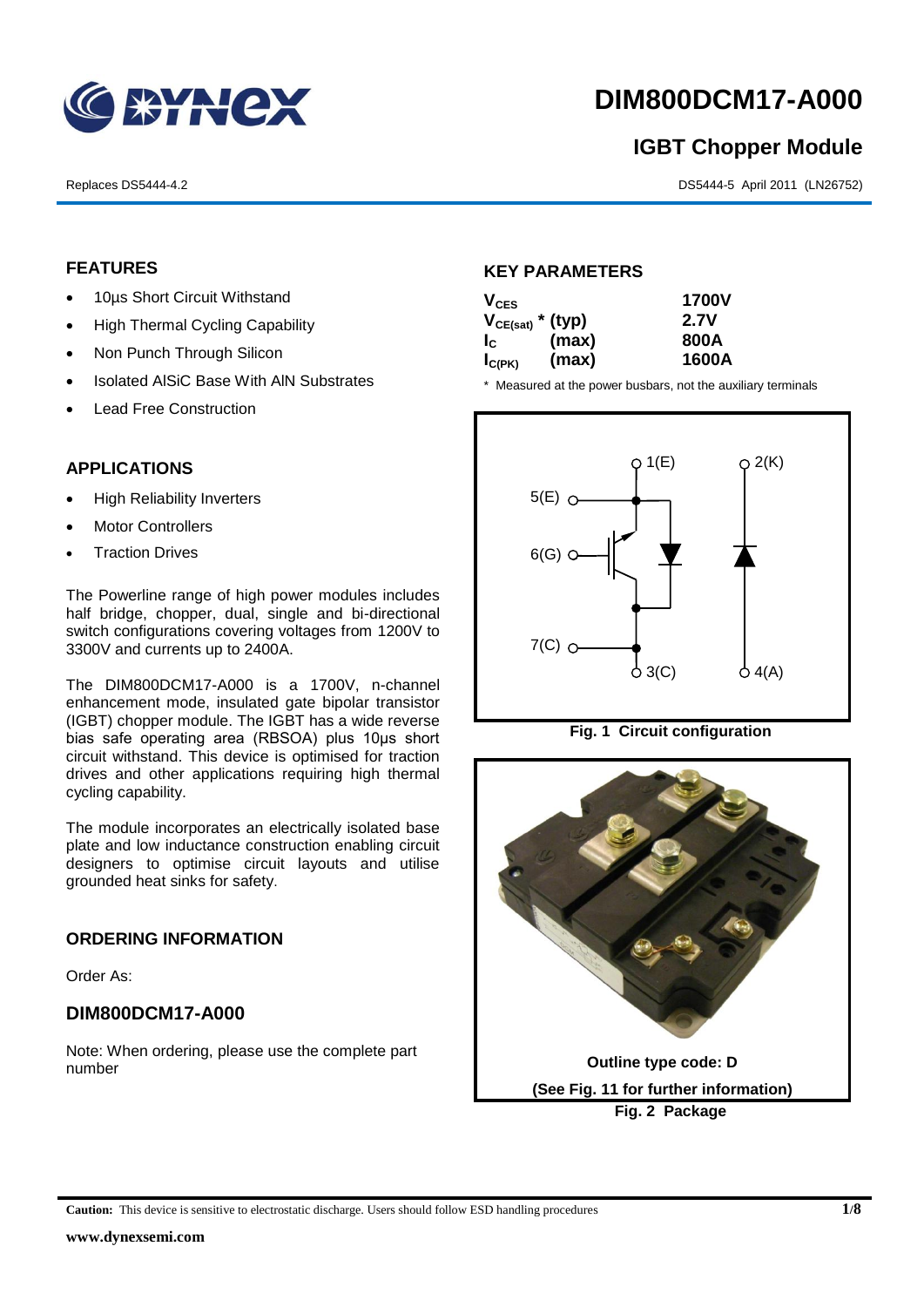# DIM800DCM17-A000

## IGBT Chopper Module

Replaces DS5444-4.2

DS5444-5 April 2011 (LN26752)

## FEATURES

- 10µs Short Circuit Withstand
- High Thermal Cycling Capability
- Non Punch Through Silicon
- Isolated AlSiC Base With AlN Substrates
- Lead Free Construction

## APPLICATIONS

- High Reliability Inverters
- Motor Controllers
- Traction Drives

The Powerline range of high power modules includes half bridge, chopper, dual, single and bi-directional switch configurations covering voltages from 1200V to 3300V and currents up to 2400A.

The DIM800DCM17-A000 is a 1700V, n-channel enhancement mode, insulated gate bipolar transistor (IGBT) chopper module. The IGBT has a wide reverse bias safe operating area (RBSOA) plus 10µs short circuit withstand. This device is optimised for traction drives and other applications requiring high thermal cycling capability.

The module incorporates an electrically isolated base plate and low inductance construction enabling circuit designers to optimise circuit layouts and utilise grounded heat sinks for safety.

## ORDERING INFORMATION

Order As:

### DIM800DCM17-A000

Note: When ordering, please use the complete part number

## KEY PARAMETERS

| | | |
|---|---|---|
| $V_{CES}$ | | **1700V** |
| $V_{CE(sat)}$ * | (typ) | **2.7V** |
| $I_C$ | (max) | **800A** |
| $I_{C(PK)}$ | (max) | **1600A** |

\* Measured at the power busbars, not the auxiliary terminals

**Fig. 1 Circuit configuration**

Outline type code: D

(See Fig. 11 for further information)

**Fig. 2 Package**

**Caution:** This device is sensitive to electrostatic discharge. Users should follow ESD handling procedures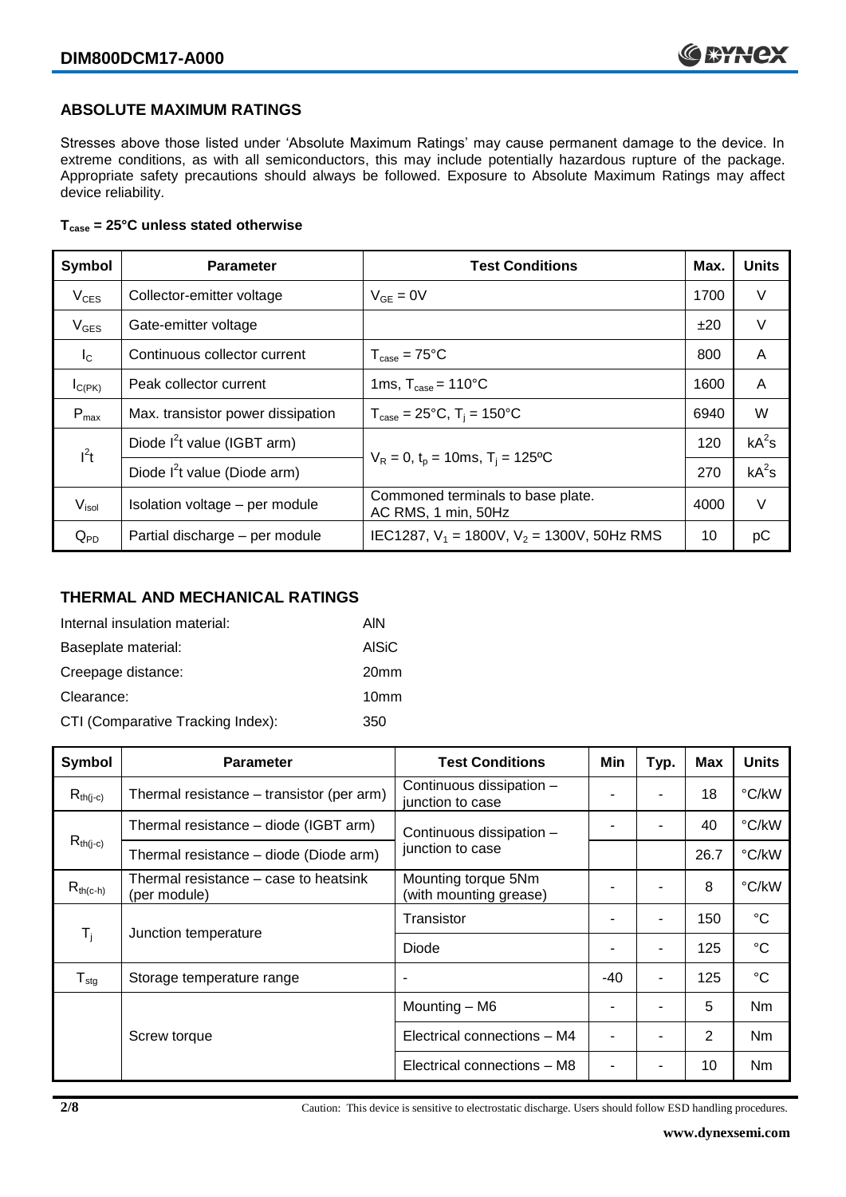## ABSOLUTE MAXIMUM RATINGS

Stresses above those listed under 'Absolute Maximum Ratings' may cause permanent damage to the device. In extreme conditions, as with all semiconductors, this may include potentially hazardous rupture of the package. Appropriate safety precautions should always be followed. Exposure to Absolute Maximum Ratings may affect device reliability.

**$T_{case}$ = 25°C unless stated otherwise**

| Symbol | Parameter | Test Conditions | Max. | Units |
|---|---|---|---|---|
| $V_{CES}$ | Collector-emitter voltage | $V_{GE}$ = 0V | 1700 | V |
| $V_{GES}$ | Gate-emitter voltage | | ±20 | V |
| $I_C$ | Continuous collector current | $T_{case}$ = 75°C | 800 | A |
| $I_{C(PK)}$ | Peak collector current | 1ms, $T_{case}$ = 110°C | 1600 | A |
| $P_{max}$ | Max. transistor power dissipation | $T_{case}$ = 25°C, $T_j$ = 150°C | 6940 | W |
| $I^2t$ | Diode $I^2t$ value (IGBT arm) | $V_R$ = 0, $t_p$ = 10ms, $T_j$ = 125ºC | 120 | $kA^2s$ |
| | Diode $I^2t$ value (Diode arm) | | 270 | $kA^2s$ |
| $V_{isol}$ | Isolation voltage – per module | Commoned terminals to base plate. AC RMS, 1 min, 50Hz | 4000 | V |
| $Q_{PD}$ | Partial discharge – per module | IEC1287, $V_1$ = 1800V, $V_2$ = 1300V, 50Hz RMS | 10 | pC |

## THERMAL AND MECHANICAL RATINGS

Internal insulation material: AlN

Baseplate material: AlSiC

Creepage distance: 20mm

Clearance: 10mm

CTI (Comparative Tracking Index): 350

| Symbol | Parameter | Test Conditions | Min | Typ. | Max | Units |
|---|---|---|---|---|---|---|
| $R_{th(j-c)}$ | Thermal resistance – transistor (per arm) | Continuous dissipation – junction to case | - | - | 18 | °C/kW |
| $R_{th(j-c)}$ | Thermal resistance – diode (IGBT arm) | Continuous dissipation – junction to case | - | - | 40 | °C/kW |
| | Thermal resistance – diode (Diode arm) | | | | 26.7 | °C/kW |
| $R_{th(c-h)}$ | Thermal resistance – case to heatsink (per module) | Mounting torque 5Nm (with mounting grease) | - | - | 8 | °C/kW |
| $T_j$ | Junction temperature | Transistor | - | - | 150 | °C |
| | | Diode | - | - | 125 | °C |
| $T_{stg}$ | Storage temperature range | - | -40 | - | 125 | °C |
| | Screw torque | Mounting – M6 | - | - | 5 | Nm |
| | | Electrical connections – M4 | - | - | 2 | Nm |
| | | Electrical connections – M8 | - | - | 10 | Nm |

Caution: This device is sensitive to electrostatic discharge. Users should follow ESD handling procedures.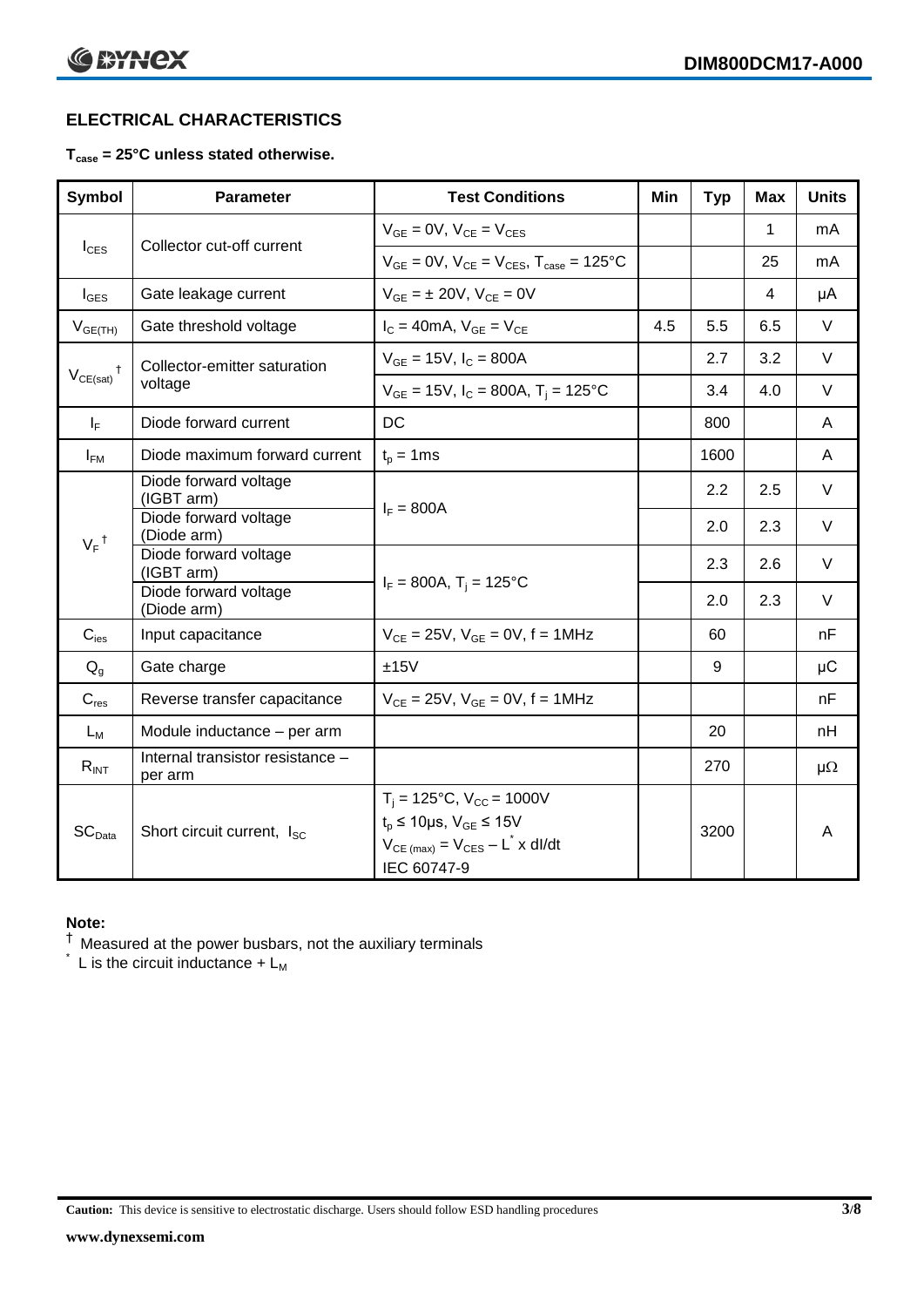## ELECTRICAL CHARACTERISTICS

**$T_{case}$ = 25°C unless stated otherwise.**

| Symbol | Parameter | Test Conditions | Min | Typ | Max | Units |
|---|---|---|---|---|---|---|
| $I_{CES}$ | Collector cut-off current | $V_{GE}$ = 0V, $V_{CE}$ = $V_{CES}$ | | | 1 | mA |
| | | $V_{GE}$ = 0V, $V_{CE}$ = $V_{CES}$, $T_{case}$ = 125°C | | | 25 | mA |
| $I_{GES}$ | Gate leakage current | $V_{GE}$ = ± 20V, $V_{CE}$ = 0V | | | 4 | μA |
| $V_{GE(TH)}$ | Gate threshold voltage | $I_C$ = 40mA, $V_{GE}$ = $V_{CE}$ | 4.5 | 5.5 | 6.5 | V |
| $V_{CE(sat)}$ † | Collector-emitter saturation voltage | $V_{GE}$ = 15V, $I_C$ = 800A | | 2.7 | 3.2 | V |
| | | $V_{GE}$ = 15V, $I_C$ = 800A, $T_j$ = 125°C | | 3.4 | 4.0 | V |
| $I_F$ | Diode forward current | DC | | 800 | | A |
| $I_{FM}$ | Diode maximum forward current | $t_p$ = 1ms | | 1600 | | A |
| $V_F$ † | Diode forward voltage (IGBT arm) | $I_F$ = 800A | | 2.2 | 2.5 | V |
| | Diode forward voltage (Diode arm) | | | 2.0 | 2.3 | V |
| | Diode forward voltage (IGBT arm) | $I_F$ = 800A, $T_j$ = 125°C | | 2.3 | 2.6 | V |
| | Diode forward voltage (Diode arm) | | | 2.0 | 2.3 | V |
| $C_{ies}$ | Input capacitance | $V_{CE}$ = 25V, $V_{GE}$ = 0V, f = 1MHz | | 60 | | nF |
| $Q_g$ | Gate charge | ±15V | | 9 | | μC |
| $C_{res}$ | Reverse transfer capacitance | $V_{CE}$ = 25V, $V_{GE}$ = 0V, f = 1MHz | | | | nF |
| $L_M$ | Module inductance – per arm | | | 20 | | nH |
| $R_{INT}$ | Internal transistor resistance – per arm | | | 270 | | μΩ |
| $SC_{Data}$ | Short circuit current, $I_{SC}$ | $T_j$ = 125°C, $V_{CC}$ = 1000V<br>$t_p$ ≤ 10μs, $V_{GE}$ ≤ 15V<br>$V_{CE\,(max)}$ = $V_{CES}$ – $L^*$ x dI/dt<br>IEC 60747-9 | | 3200 | | A |

**Note:**

† Measured at the power busbars, not the auxiliary terminals

\* L is the circuit inductance + $L_M$

**Caution:** This device is sensitive to electrostatic discharge. Users should follow ESD handling procedures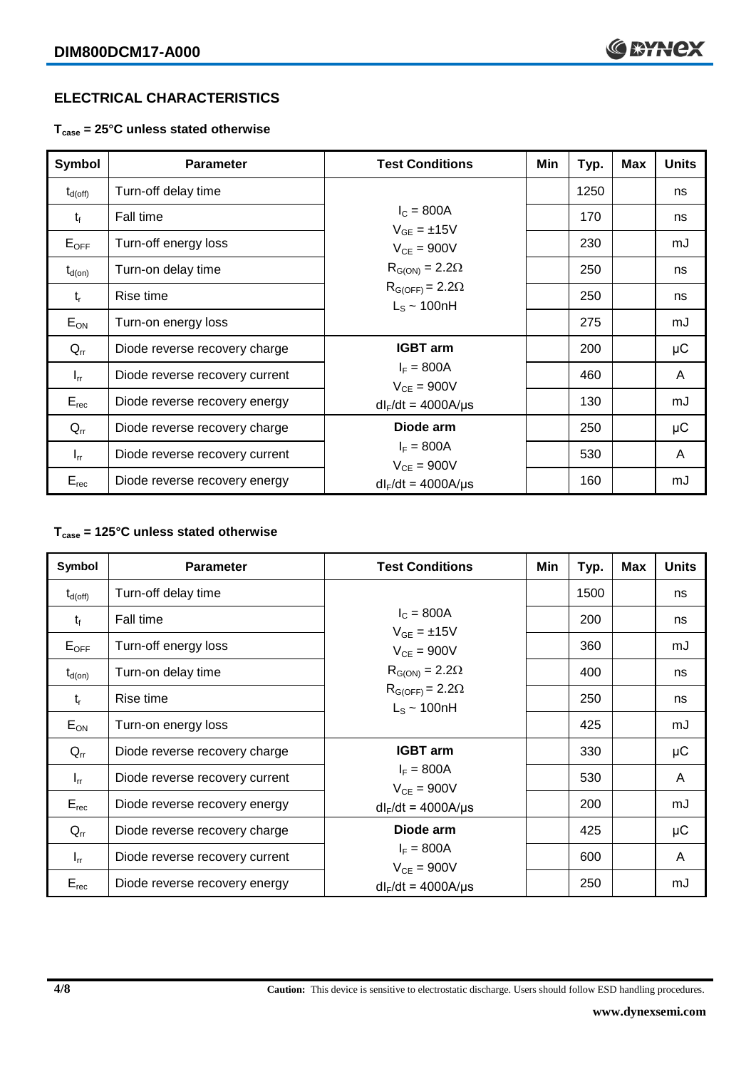## ELECTRICAL CHARACTERISTICS

### $T_{case}$ = 25°C unless stated otherwise

| Symbol | Parameter | Test Conditions | Min | Typ. | Max | Units |
|---|---|---|---|---|---|---|
| $t_{d(off)}$ | Turn-off delay time | $I_C$ = 800A<br>$V_{GE}$ = ±15V<br>$V_{CE}$ = 900V<br>$R_{G(ON)}$ = 2.2Ω<br>$R_{G(OFF)}$ = 2.2Ω<br>$L_S$ ~ 100nH | | 1250 | | ns |
| $t_f$ | Fall time | | | 170 | | ns |
| $E_{OFF}$ | Turn-off energy loss | | | 230 | | mJ |
| $t_{d(on)}$ | Turn-on delay time | | | 250 | | ns |
| $t_r$ | Rise time | | | 250 | | ns |
| $E_{ON}$ | Turn-on energy loss | | | 275 | | mJ |
| $Q_{rr}$ | Diode reverse recovery charge | **IGBT arm**<br>$I_F$ = 800A<br>$V_{CE}$ = 900V<br>$dI_F/dt$ = 4000A/μs | | 200 | | μC |
| $I_{rr}$ | Diode reverse recovery current | | | 460 | | A |
| $E_{rec}$ | Diode reverse recovery energy | | | 130 | | mJ |
| $Q_{rr}$ | Diode reverse recovery charge | **Diode arm**<br>$I_F$ = 800A<br>$V_{CE}$ = 900V<br>$dI_F/dt$ = 4000A/μs | | 250 | | μC |
| $I_{rr}$ | Diode reverse recovery current | | | 530 | | A |
| $E_{rec}$ | Diode reverse recovery energy | | | 160 | | mJ |

### $T_{case}$ = 125°C unless stated otherwise

| Symbol | Parameter | Test Conditions | Min | Typ. | Max | Units |
|---|---|---|---|---|---|---|
| $t_{d(off)}$ | Turn-off delay time | $I_C$ = 800A<br>$V_{GE}$ = ±15V<br>$V_{CE}$ = 900V<br>$R_{G(ON)}$ = 2.2Ω<br>$R_{G(OFF)}$ = 2.2Ω<br>$L_S$ ~ 100nH | | 1500 | | ns |
| $t_f$ | Fall time | | | 200 | | ns |
| $E_{OFF}$ | Turn-off energy loss | | | 360 | | mJ |
| $t_{d(on)}$ | Turn-on delay time | | | 400 | | ns |
| $t_r$ | Rise time | | | 250 | | ns |
| $E_{ON}$ | Turn-on energy loss | | | 425 | | mJ |
| $Q_{rr}$ | Diode reverse recovery charge | **IGBT arm**<br>$I_F$ = 800A<br>$V_{CE}$ = 900V<br>$dI_F/dt$ = 4000A/μs | | 330 | | μC |
| $I_{rr}$ | Diode reverse recovery current | | | 530 | | A |
| $E_{rec}$ | Diode reverse recovery energy | | | 200 | | mJ |
| $Q_{rr}$ | Diode reverse recovery charge | **Diode arm**<br>$I_F$ = 800A<br>$V_{CE}$ = 900V<br>$dI_F/dt$ = 4000A/μs | | 425 | | μC |
| $I_{rr}$ | Diode reverse recovery current | | | 600 | | A |
| $E_{rec}$ | Diode reverse recovery energy | | | 250 | | mJ |

**Caution:** This device is sensitive to electrostatic discharge. Users should follow ESD handling procedures.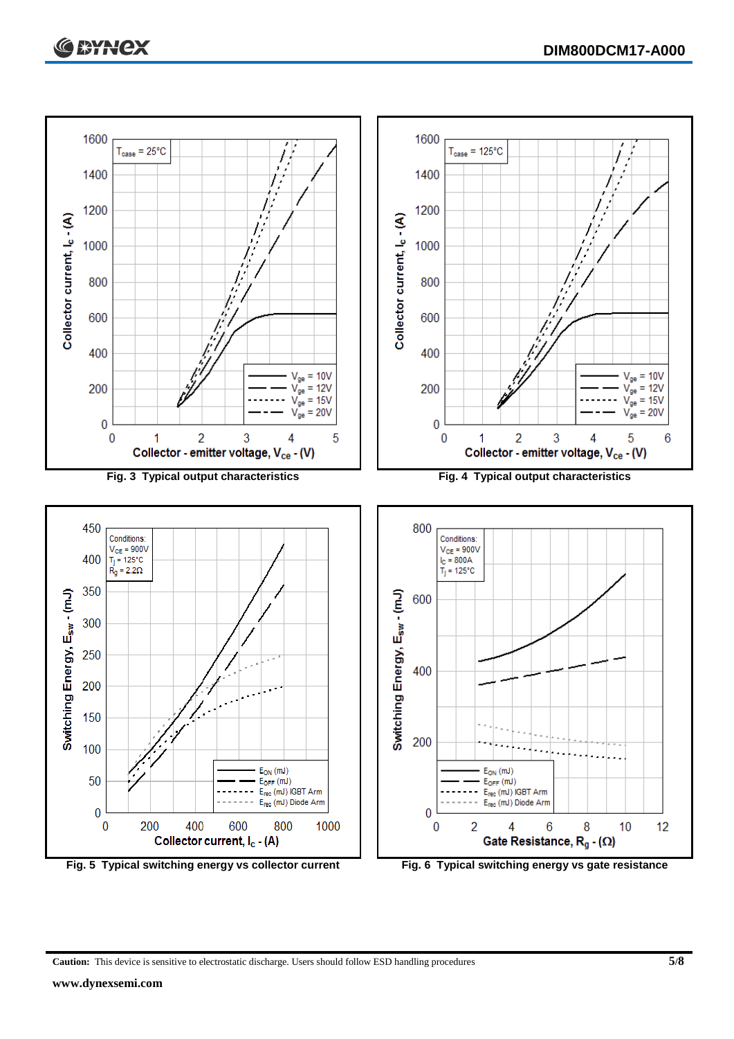Fig. 3 Typical output characteristics

Fig. 4 Typical output characteristics

Fig. 5 Typical switching energy vs collector current

Fig. 6 Typical switching energy vs gate resistance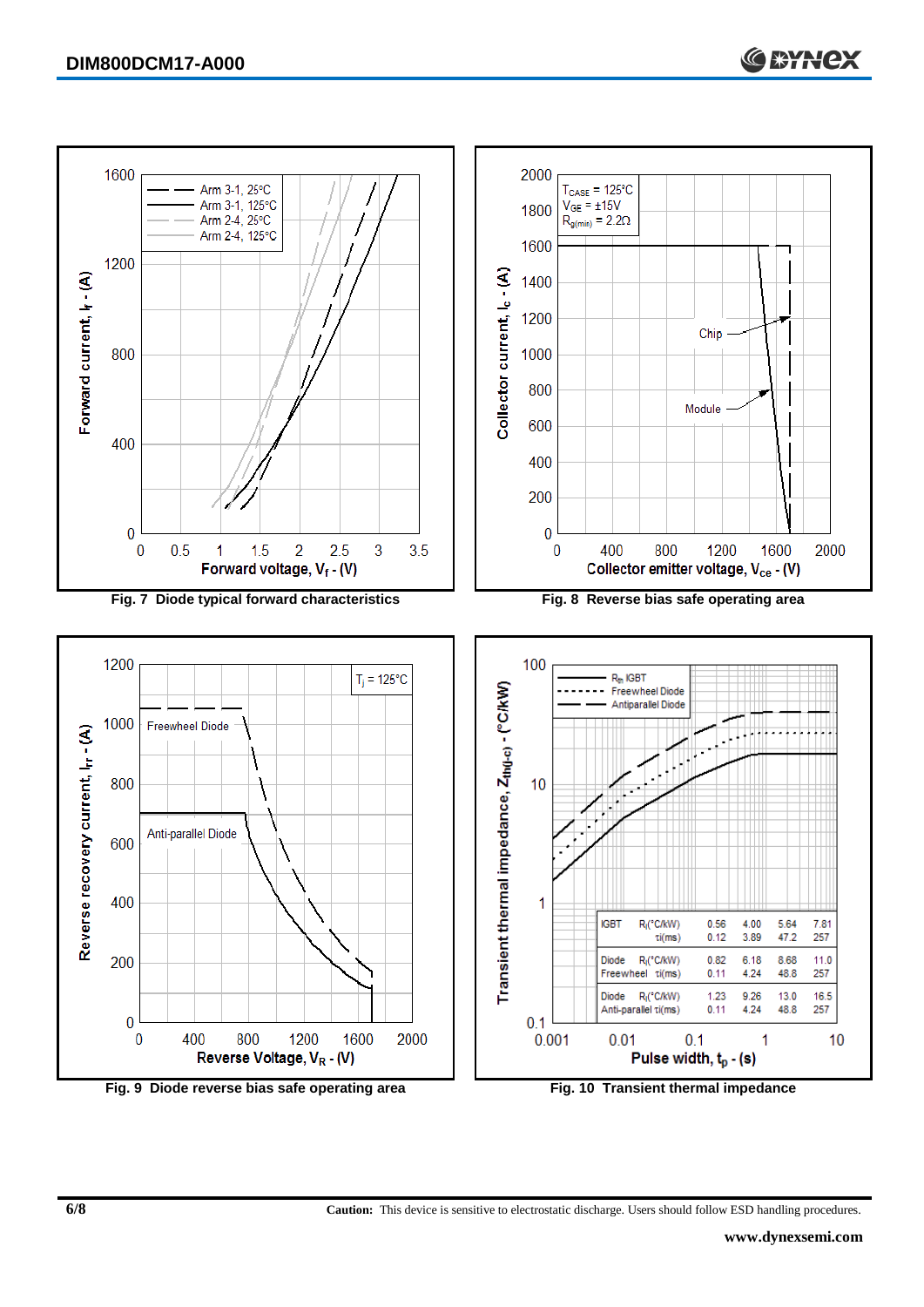Fig. 7 Diode typical forward characteristics

Fig. 8 Reverse bias safe operating area

Fig. 9 Diode reverse bias safe operating area

| | | | | | |
|---|---|---|---|---|---|
| IGBT | $R_i$(°C/kW) | 0.56 | 4.00 | 5.64 | 7.81 |
| | $\tau_i$(ms) | 0.12 | 3.89 | 47.2 | 257 |
| Diode Freewheel | $R_i$(°C/kW) | 0.82 | 6.18 | 8.68 | 11.0 |
| | $\tau_i$(ms) | 0.11 | 4.24 | 48.8 | 257 |
| Diode Anti-parallel | $R_i$(°C/kW) | 1.23 | 9.26 | 13.0 | 16.5 |
| | $\tau_i$(ms) | 0.11 | 4.24 | 48.8 | 257 |

Fig. 10 Transient thermal impedance

**Caution:** This device is sensitive to electrostatic discharge. Users should follow ESD handling procedures.

www.dynexsemi.com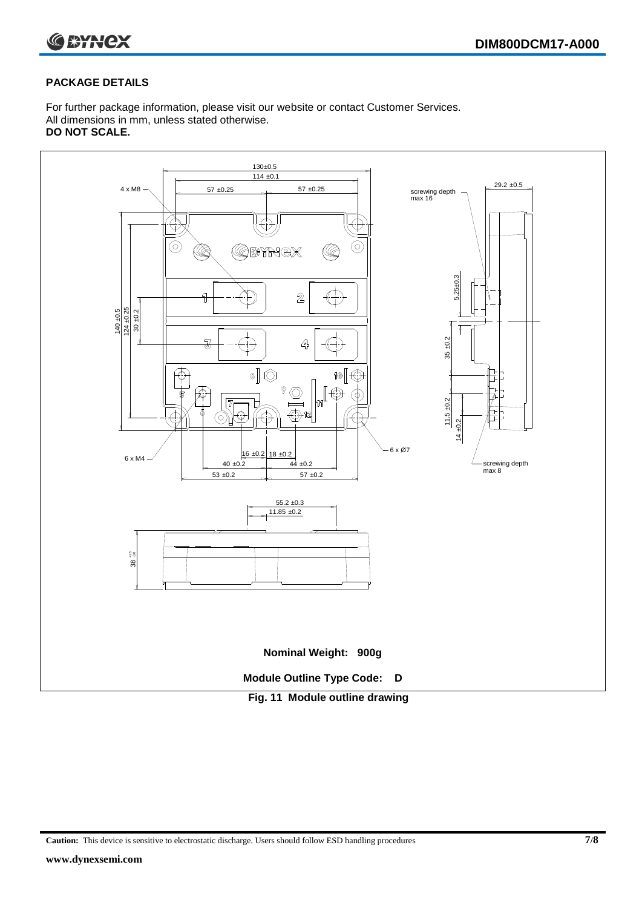## PACKAGE DETAILS

For further package information, please visit our website or contact Customer Services.
All dimensions in mm, unless stated otherwise.
**DO NOT SCALE.**

**Nominal Weight: 900g**

**Module Outline Type Code: D**

**Fig. 11 Module outline drawing**

**Caution:** This device is sensitive to electrostatic discharge. Users should follow ESD handling procedures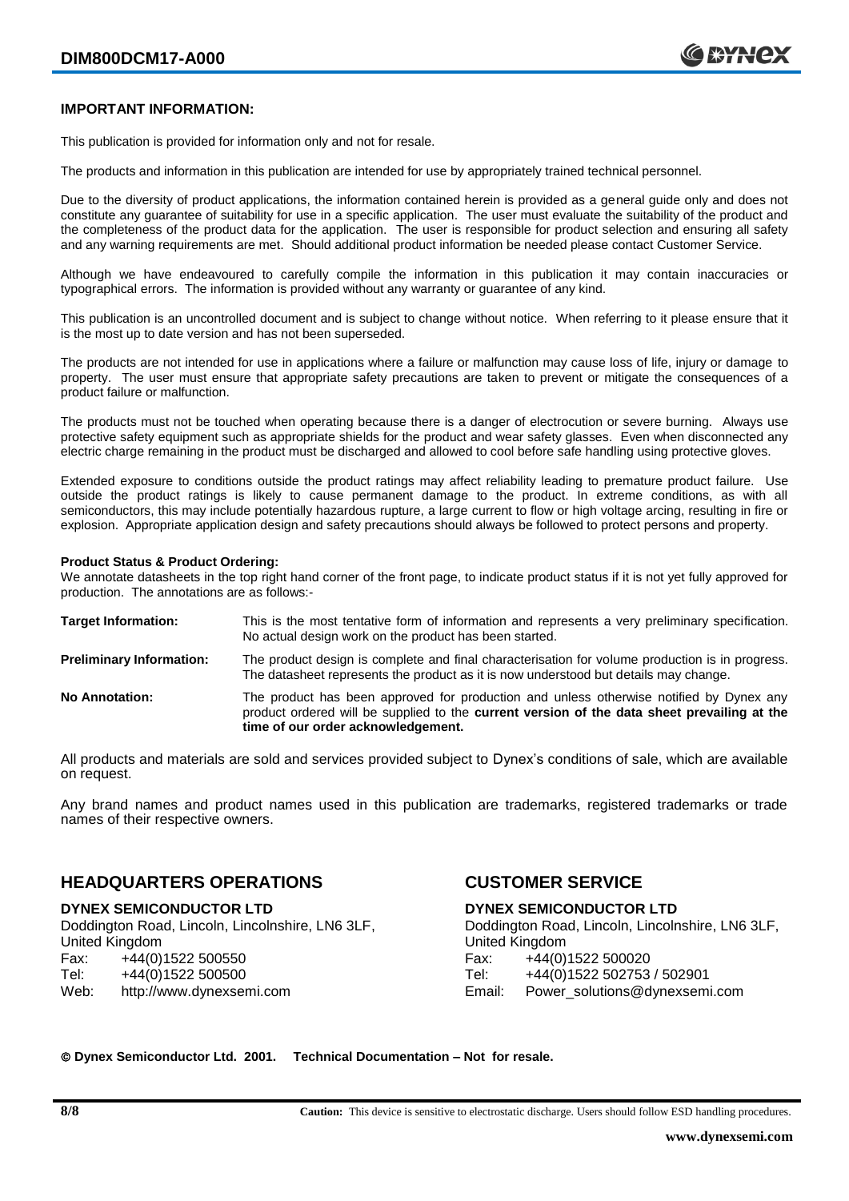**IMPORTANT INFORMATION:**

This publication is provided for information only and not for resale.

The products and information in this publication are intended for use by appropriately trained technical personnel.

Due to the diversity of product applications, the information contained herein is provided as a general guide only and does not constitute any guarantee of suitability for use in a specific application. The user must evaluate the suitability of the product and the completeness of the product data for the application. The user is responsible for product selection and ensuring all safety and any warning requirements are met. Should additional product information be needed please contact Customer Service.

Although we have endeavoured to carefully compile the information in this publication it may contain inaccuracies or typographical errors. The information is provided without any warranty or guarantee of any kind.

This publication is an uncontrolled document and is subject to change without notice. When referring to it please ensure that it is the most up to date version and has not been superseded.

The products are not intended for use in applications where a failure or malfunction may cause loss of life, injury or damage to property. The user must ensure that appropriate safety precautions are taken to prevent or mitigate the consequences of a product failure or malfunction.

The products must not be touched when operating because there is a danger of electrocution or severe burning. Always use protective safety equipment such as appropriate shields for the product and wear safety glasses. Even when disconnected any electric charge remaining in the product must be discharged and allowed to cool before safe handling using protective gloves.

Extended exposure to conditions outside the product ratings may affect reliability leading to premature product failure. Use outside the product ratings is likely to cause permanent damage to the product. In extreme conditions, as with all semiconductors, this may include potentially hazardous rupture, a large current to flow or high voltage arcing, resulting in fire or explosion. Appropriate application design and safety precautions should always be followed to protect persons and property.

**Product Status & Product Ordering:**
We annotate datasheets in the top right hand corner of the front page, to indicate product status if it is not yet fully approved for production. The annotations are as follows:-

| | |
|---|---|
| **Target Information:** | This is the most tentative form of information and represents a very preliminary specification. No actual design work on the product has been started. |
| **Preliminary Information:** | The product design is complete and final characterisation for volume production is in progress. The datasheet represents the product as it is now understood but details may change. |
| **No Annotation:** | The product has been approved for production and unless otherwise notified by Dynex any product ordered will be supplied to the **current version of the data sheet prevailing at the time of our order acknowledgement.** |

All products and materials are sold and services provided subject to Dynex's conditions of sale, which are available on request.

Any brand names and product names used in this publication are trademarks, registered trademarks or trade names of their respective owners.

## HEADQUARTERS OPERATIONS

**DYNEX SEMICONDUCTOR LTD**
Doddington Road, Lincoln, Lincolnshire, LN6 3LF,
United Kingdom
Fax: +44(0)1522 500550
Tel: +44(0)1522 500500
Web: http://www.dynexsemi.com

## CUSTOMER SERVICE

**DYNEX SEMICONDUCTOR LTD**
Doddington Road, Lincoln, Lincolnshire, LN6 3LF,
United Kingdom
Fax: +44(0)1522 500020
Tel: +44(0)1522 502753 / 502901
Email: Power_solutions@dynexsemi.com

**© Dynex Semiconductor Ltd. 2001. Technical Documentation – Not for resale.**

**Caution:** This device is sensitive to electrostatic discharge. Users should follow ESD handling procedures.